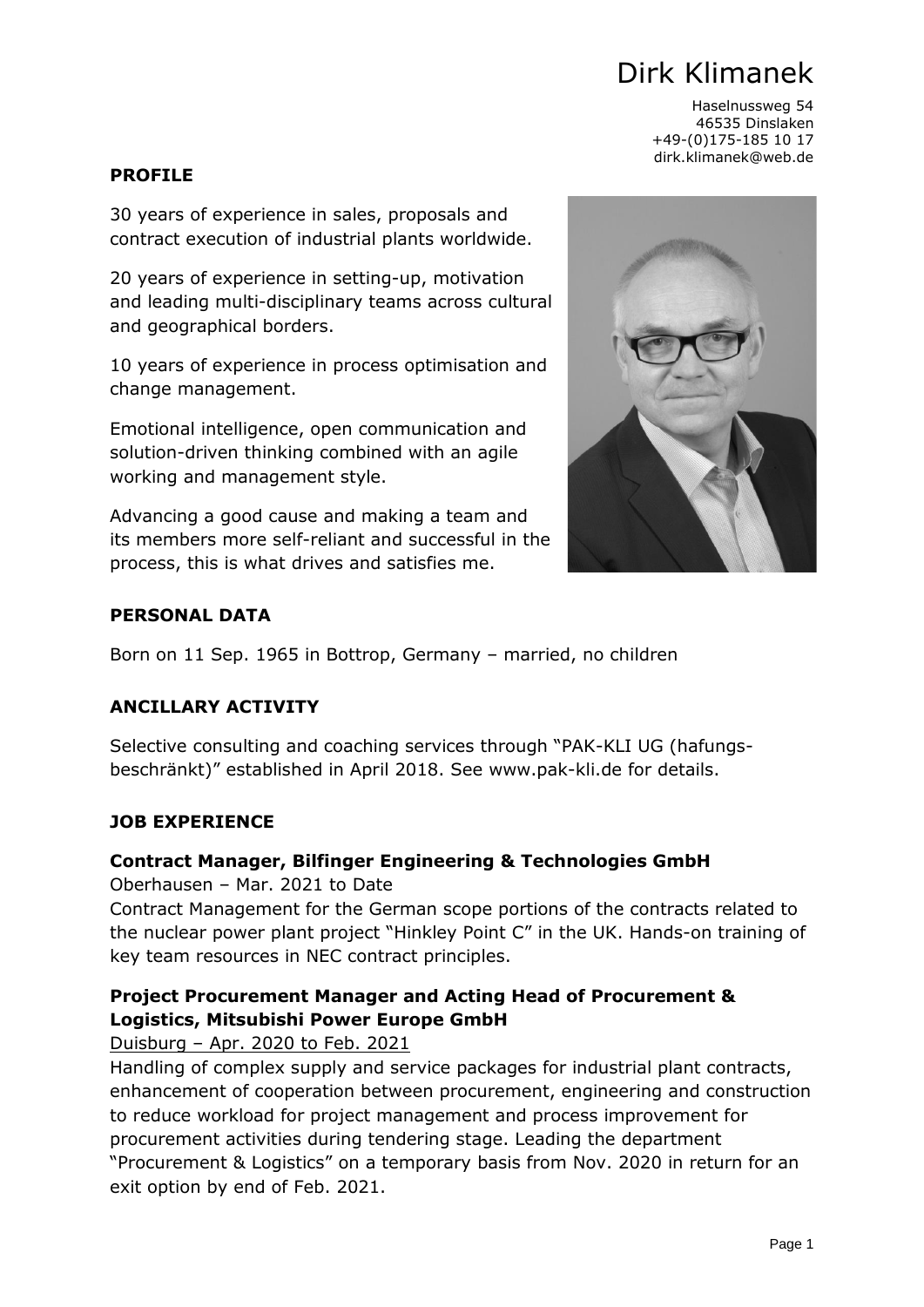# Dirk Klimanek

Haselnussweg 54
46535 Dinslaken
+49-(0)175-185 10 17
dirk.klimanek@web.de

## PROFILE

30 years of experience in sales, proposals and contract execution of industrial plants worldwide.

20 years of experience in setting-up, motivation and leading multi-disciplinary teams across cultural and geographical borders.

10 years of experience in process optimisation and change management.

Emotional intelligence, open communication and solution-driven thinking combined with an agile working and management style.

Advancing a good cause and making a team and its members more self-reliant and successful in the process, this is what drives and satisfies me.

## PERSONAL DATA

Born on 11 Sep. 1965 in Bottrop, Germany – married, no children

## ANCILLARY ACTIVITY

Selective consulting and coaching services through "PAK-KLI UG (hafungs-beschränkt)" established in April 2018. See www.pak-kli.de for details.

## JOB EXPERIENCE

### Contract Manager, Bilfinger Engineering & Technologies GmbH

Oberhausen – Mar. 2021 to Date

Contract Management for the German scope portions of the contracts related to the nuclear power plant project "Hinkley Point C" in the UK. Hands-on training of key team resources in NEC contract principles.

### Project Procurement Manager and Acting Head of Procurement & Logistics, Mitsubishi Power Europe GmbH

Duisburg – Apr. 2020 to Feb. 2021

Handling of complex supply and service packages for industrial plant contracts, enhancement of cooperation between procurement, engineering and construction to reduce workload for project management and process improvement for procurement activities during tendering stage. Leading the department "Procurement & Logistics" on a temporary basis from Nov. 2020 in return for an exit option by end of Feb. 2021.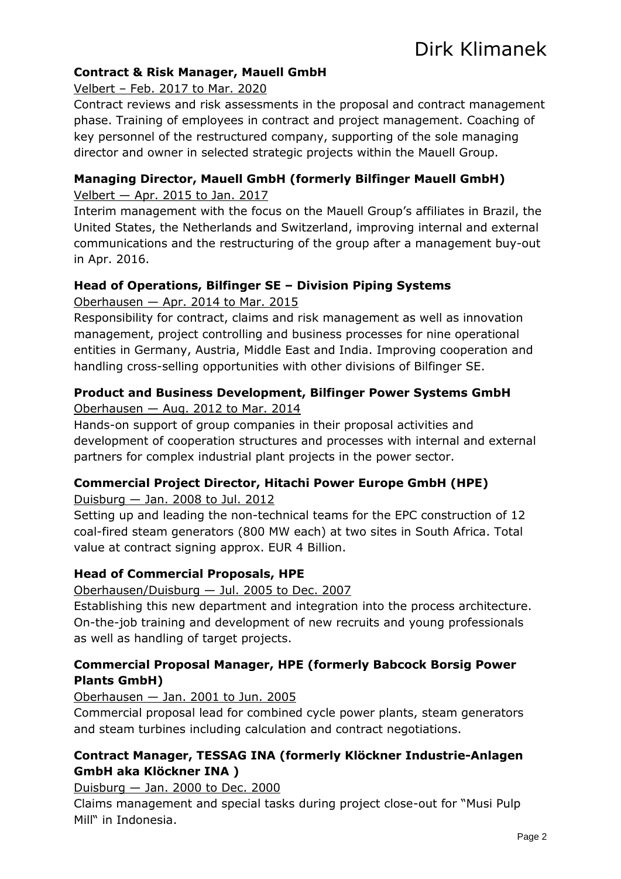**Contract & Risk Manager, Mauell GmbH**

Velbert – Feb. 2017 to Mar. 2020

Contract reviews and risk assessments in the proposal and contract management phase. Training of employees in contract and project management. Coaching of key personnel of the restructured company, supporting of the sole managing director and owner in selected strategic projects within the Mauell Group.

**Managing Director, Mauell GmbH (formerly Bilfinger Mauell GmbH)**

Velbert — Apr. 2015 to Jan. 2017

Interim management with the focus on the Mauell Group's affiliates in Brazil, the United States, the Netherlands and Switzerland, improving internal and external communications and the restructuring of the group after a management buy-out in Apr. 2016.

**Head of Operations, Bilfinger SE – Division Piping Systems**

Oberhausen — Apr. 2014 to Mar. 2015

Responsibility for contract, claims and risk management as well as innovation management, project controlling and business processes for nine operational entities in Germany, Austria, Middle East and India. Improving cooperation and handling cross-selling opportunities with other divisions of Bilfinger SE.

**Product and Business Development, Bilfinger Power Systems GmbH**

Oberhausen — Aug. 2012 to Mar. 2014

Hands-on support of group companies in their proposal activities and development of cooperation structures and processes with internal and external partners for complex industrial plant projects in the power sector.

**Commercial Project Director, Hitachi Power Europe GmbH (HPE)**

Duisburg — Jan. 2008 to Jul. 2012

Setting up and leading the non-technical teams for the EPC construction of 12 coal-fired steam generators (800 MW each) at two sites in South Africa. Total value at contract signing approx. EUR 4 Billion.

**Head of Commercial Proposals, HPE**

Oberhausen/Duisburg — Jul. 2005 to Dec. 2007

Establishing this new department and integration into the process architecture. On-the-job training and development of new recruits and young professionals as well as handling of target projects.

**Commercial Proposal Manager, HPE (formerly Babcock Borsig Power Plants GmbH)**

Oberhausen — Jan. 2001 to Jun. 2005

Commercial proposal lead for combined cycle power plants, steam generators and steam turbines including calculation and contract negotiations.

**Contract Manager, TESSAG INA (formerly Klöckner Industrie-Anlagen GmbH aka Klöckner INA )**

Duisburg — Jan. 2000 to Dec. 2000

Claims management and special tasks during project close-out for "Musi Pulp Mill" in Indonesia.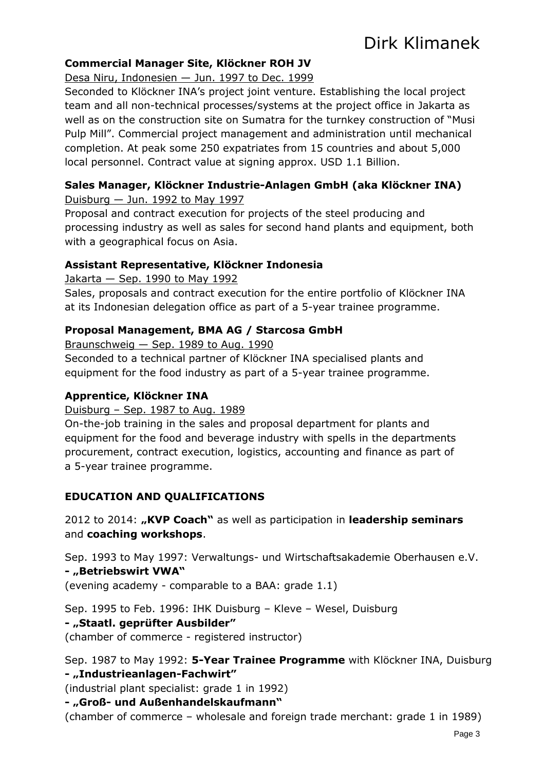### Commercial Manager Site, Klöckner ROH JV

Desa Niru, Indonesien — Jun. 1997 to Dec. 1999

Seconded to Klöckner INA's project joint venture. Establishing the local project team and all non-technical processes/systems at the project office in Jakarta as well as on the construction site on Sumatra for the turnkey construction of "Musi Pulp Mill". Commercial project management and administration until mechanical completion. At peak some 250 expatriates from 15 countries and about 5,000 local personnel. Contract value at signing approx. USD 1.1 Billion.

### Sales Manager, Klöckner Industrie-Anlagen GmbH (aka Klöckner INA)

Duisburg — Jun. 1992 to May 1997

Proposal and contract execution for projects of the steel producing and processing industry as well as sales for second hand plants and equipment, both with a geographical focus on Asia.

### Assistant Representative, Klöckner Indonesia

Jakarta — Sep. 1990 to May 1992

Sales, proposals and contract execution for the entire portfolio of Klöckner INA at its Indonesian delegation office as part of a 5-year trainee programme.

### Proposal Management, BMA AG / Starcosa GmbH

Braunschweig — Sep. 1989 to Aug. 1990

Seconded to a technical partner of Klöckner INA specialised plants and equipment for the food industry as part of a 5-year trainee programme.

### Apprentice, Klöckner INA

Duisburg – Sep. 1987 to Aug. 1989

On-the-job training in the sales and proposal department for plants and equipment for the food and beverage industry with spells in the departments procurement, contract execution, logistics, accounting and finance as part of a 5-year trainee programme.

## EDUCATION AND QUALIFICATIONS

2012 to 2014: **„KVP Coach"** as well as participation in **leadership seminars** and **coaching workshops**.

Sep. 1993 to May 1997: Verwaltungs- und Wirtschaftsakademie Oberhausen e.V.
**- „Betriebswirt VWA"**
(evening academy - comparable to a BAA: grade 1.1)

Sep. 1995 to Feb. 1996: IHK Duisburg – Kleve – Wesel, Duisburg
**- „Staatl. geprüfter Ausbilder"**
(chamber of commerce - registered instructor)

Sep. 1987 to May 1992: **5-Year Trainee Programme** with Klöckner INA, Duisburg
**- „Industrieanlagen-Fachwirt"**
(industrial plant specialist: grade 1 in 1992)
**- „Groß- und Außenhandelskaufmann"**
(chamber of commerce – wholesale and foreign trade merchant: grade 1 in 1989)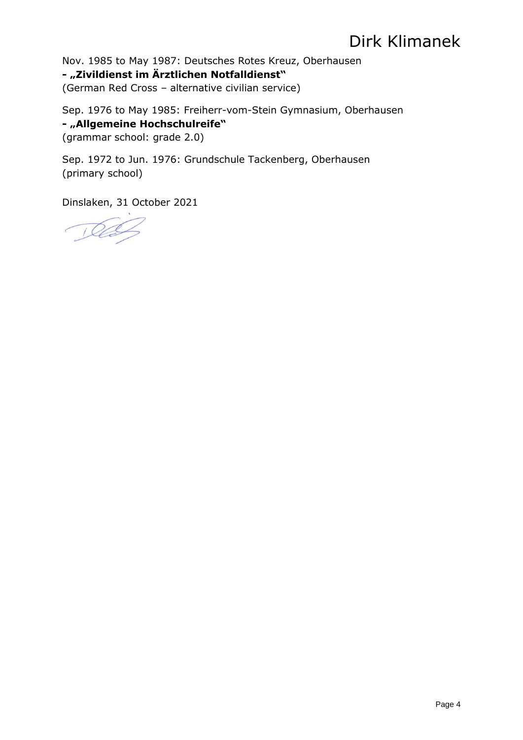Nov. 1985 to May 1987: Deutsches Rotes Kreuz, Oberhausen
**- „Zivildienst im Ärztlichen Notfalldienst"**
(German Red Cross – alternative civilian service)

Sep. 1976 to May 1985: Freiherr-vom-Stein Gymnasium, Oberhausen
**- „Allgemeine Hochschulreife"**
(grammar school: grade 2.0)

Sep. 1972 to Jun. 1976: Grundschule Tackenberg, Oberhausen
(primary school)

Dinslaken, 31 October 2021